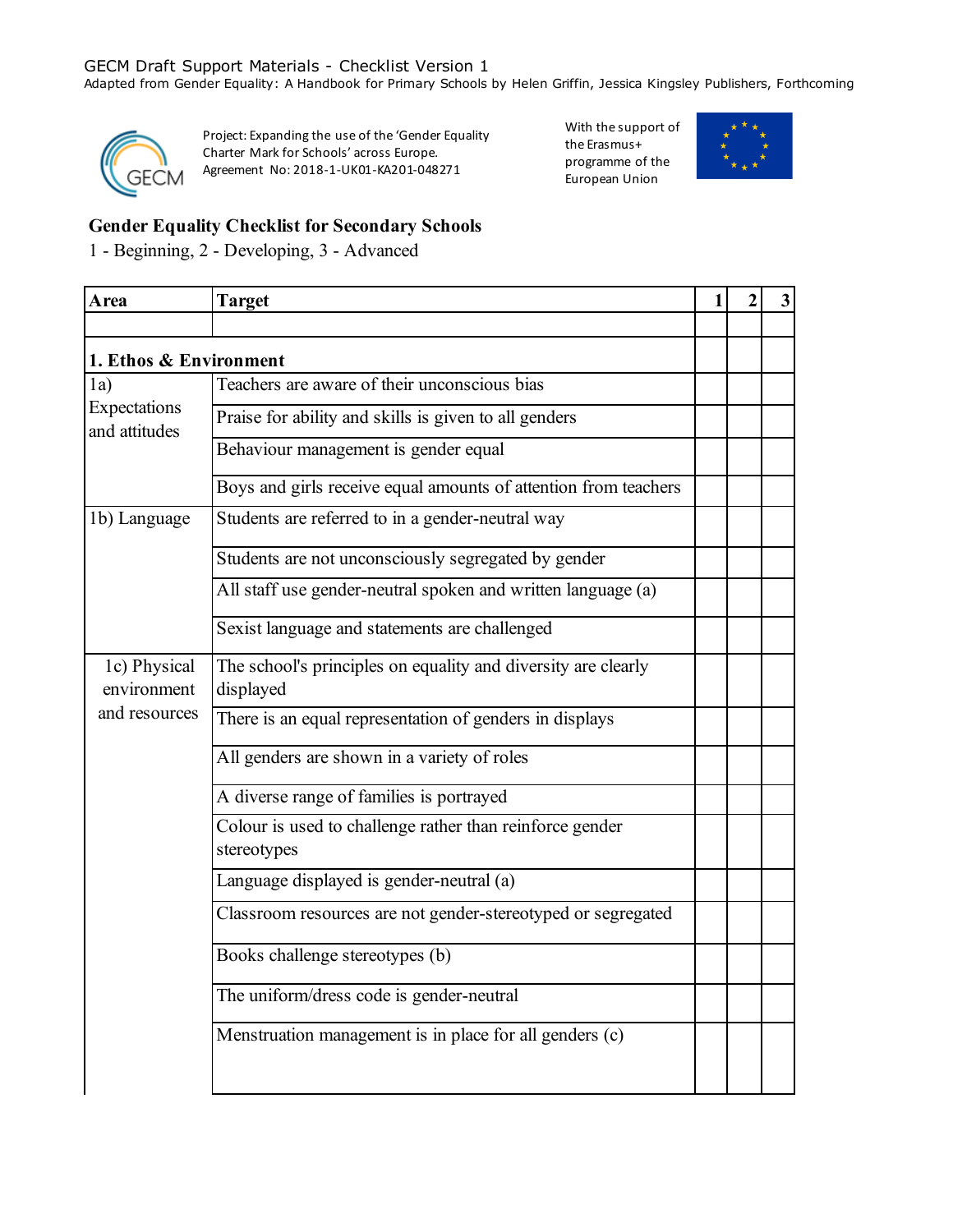GECM Draft Support Materials - Checklist Version 1
Adapted from Gender Equality: A Handbook for Primary Schools by Helen Griffin, Jessica Kingsley Publishers, Forthcoming

Project: Expanding the use of the 'Gender Equality Charter Mark for Schools' across Europe.
Agreement No: 2018-1-UK01-KA201-048271

With the support of the Erasmus+ programme of the European Union

## Gender Equality Checklist for Secondary Schools

1 - Beginning, 2 - Developing, 3 - Advanced

| Area | Target | 1 | 2 | 3 |
|---|---|---|---|---|
| | | | | |
| **1. Ethos & Environment** | | | | |
| 1a) Expectations and attitudes | Teachers are aware of their unconscious bias | | | |
| | Praise for ability and skills is given to all genders | | | |
| | Behaviour management is gender equal | | | |
| | Boys and girls receive equal amounts of attention from teachers | | | |
| 1b) Language | Students are referred to in a gender-neutral way | | | |
| | Students are not unconsciously segregated by gender | | | |
| | All staff use gender-neutral spoken and written language (a) | | | |
| | Sexist language and statements are challenged | | | |
| 1c) Physical environment and resources | The school's principles on equality and diversity are clearly displayed | | | |
| | There is an equal representation of genders in displays | | | |
| | All genders are shown in a variety of roles | | | |
| | A diverse range of families is portrayed | | | |
| | Colour is used to challenge rather than reinforce gender stereotypes | | | |
| | Language displayed is gender-neutral (a) | | | |
| | Classroom resources are not gender-stereotyped or segregated | | | |
| | Books challenge stereotypes (b) | | | |
| | The uniform/dress code is gender-neutral | | | |
| | Menstruation management is in place for all genders (c) | | | |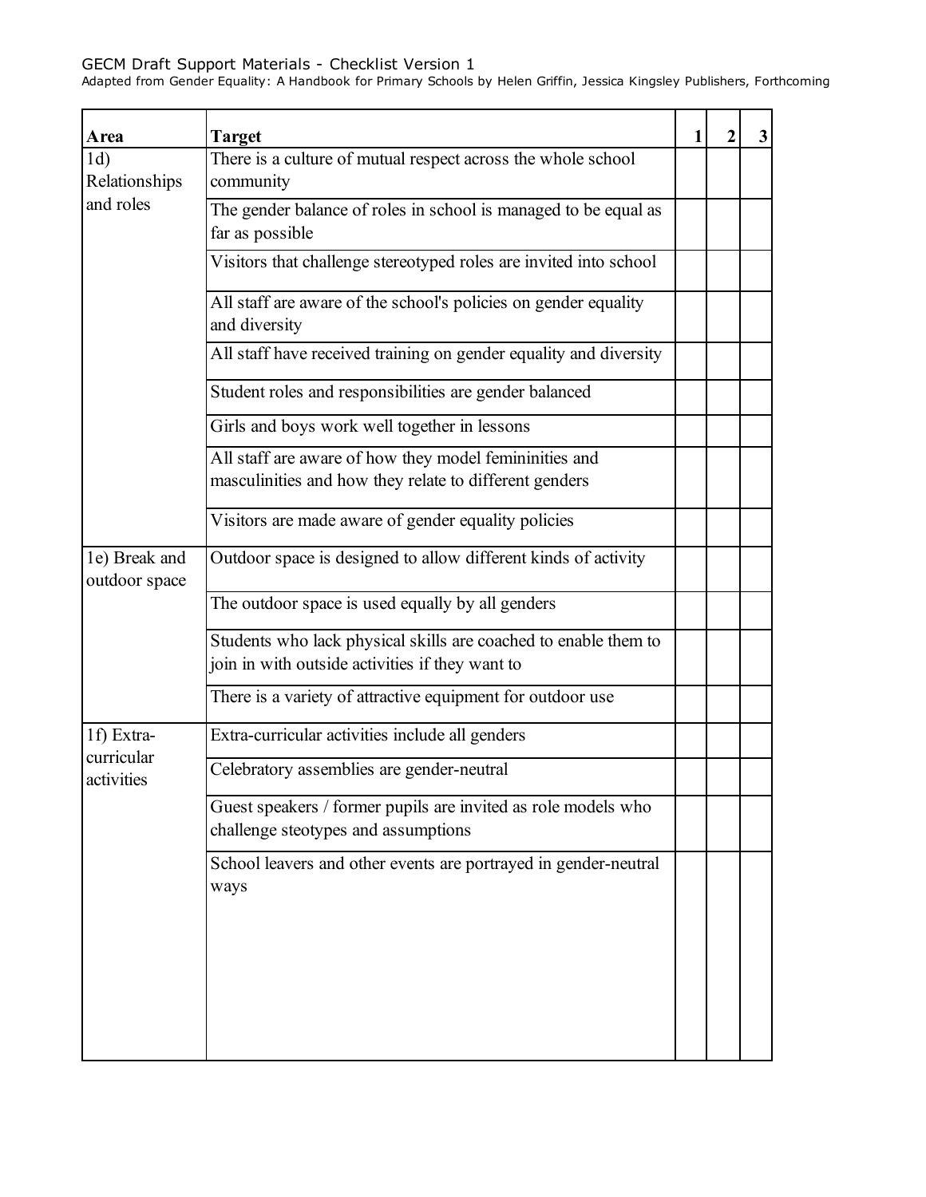GECM Draft Support Materials - Checklist Version 1

Adapted from Gender Equality: A Handbook for Primary Schools by Helen Griffin, Jessica Kingsley Publishers, Forthcoming

| Area | Target | 1 | 2 | 3 |
|---|---|---|---|---|
| 1d) Relationships and roles | There is a culture of mutual respect across the whole school community | | | |
| | The gender balance of roles in school is managed to be equal as far as possible | | | |
| | Visitors that challenge stereotyped roles are invited into school | | | |
| | All staff are aware of the school's policies on gender equality and diversity | | | |
| | All staff have received training on gender equality and diversity | | | |
| | Student roles and responsibilities are gender balanced | | | |
| | Girls and boys work well together in lessons | | | |
| | All staff are aware of how they model femininities and masculinities and how they relate to different genders | | | |
| | Visitors are made aware of gender equality policies | | | |
| 1e) Break and outdoor space | Outdoor space is designed to allow different kinds of activity | | | |
| | The outdoor space is used equally by all genders | | | |
| | Students who lack physical skills are coached to enable them to join in with outside activities if they want to | | | |
| | There is a variety of attractive equipment for outdoor use | | | |
| 1f) Extra-curricular activities | Extra-curricular activities include all genders | | | |
| | Celebratory assemblies are gender-neutral | | | |
| | Guest speakers / former pupils are invited as role models who challenge steotypes and assumptions | | | |
| | School leavers and other events are portrayed in gender-neutral ways | | | |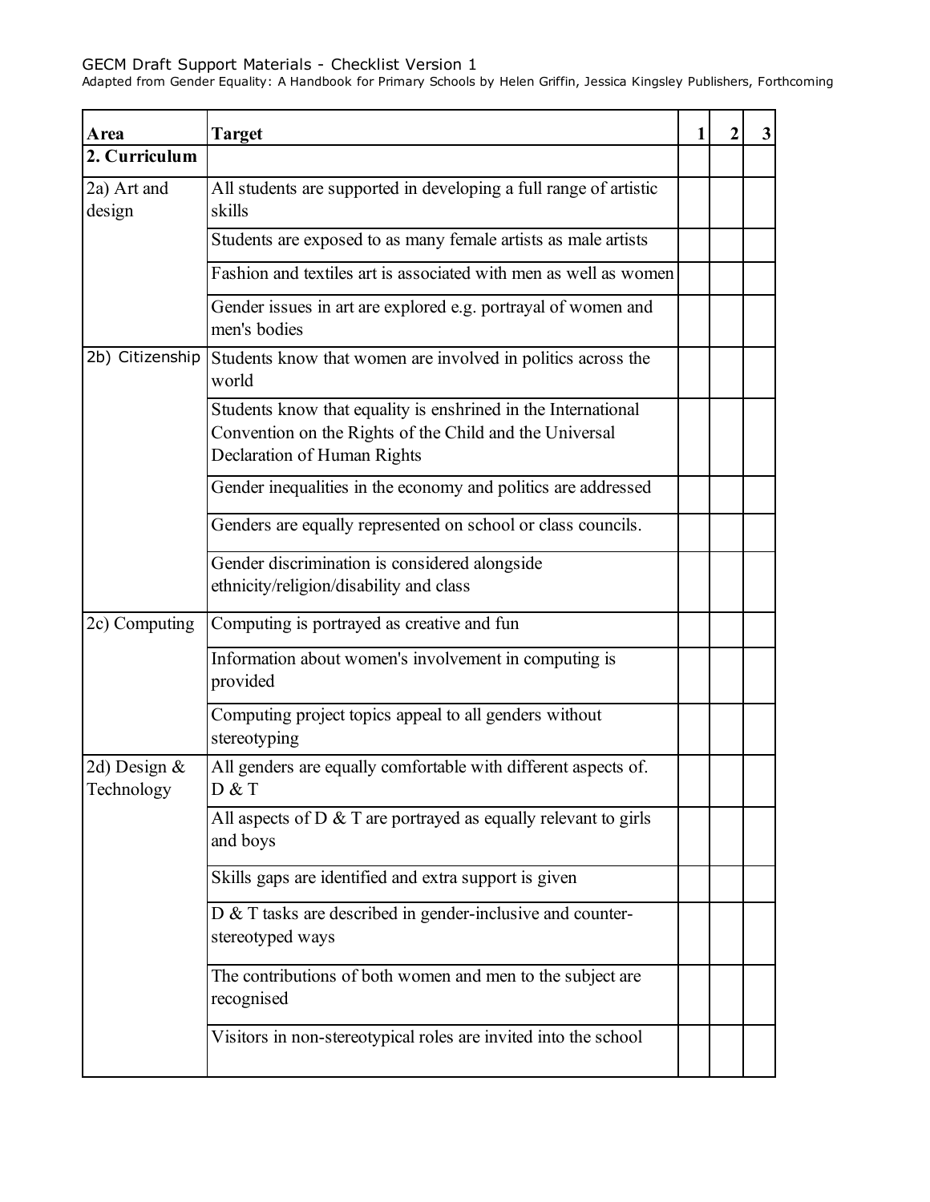GECM Draft Support Materials - Checklist Version 1
Adapted from Gender Equality: A Handbook for Primary Schools by Helen Griffin, Jessica Kingsley Publishers, Forthcoming

| Area | Target | 1 | 2 | 3 |
|---|---|---|---|---|
| **2. Curriculum** | | | | |
| 2a) Art and design | All students are supported in developing a full range of artistic skills | | | |
| | Students are exposed to as many female artists as male artists | | | |
| | Fashion and textiles art is associated with men as well as women | | | |
| | Gender issues in art are explored e.g. portrayal of women and men's bodies | | | |
| 2b) Citizenship | Students know that women are involved in politics across the world | | | |
| | Students know that equality is enshrined in the International Convention on the Rights of the Child and the Universal Declaration of Human Rights | | | |
| | Gender inequalities in the economy and politics are addressed | | | |
| | Genders are equally represented on school or class councils. | | | |
| | Gender discrimination is considered alongside ethnicity/religion/disability and class | | | |
| 2c) Computing | Computing is portrayed as creative and fun | | | |
| | Information about women's involvement in computing is provided | | | |
| | Computing project topics appeal to all genders without stereotyping | | | |
| 2d) Design & Technology | All genders are equally comfortable with different aspects of. D & T | | | |
| | All aspects of D & T are portrayed as equally relevant to girls and boys | | | |
| | Skills gaps are identified and extra support is given | | | |
| | D & T tasks are described in gender-inclusive and counter-stereotyped ways | | | |
| | The contributions of both women and men to the subject are recognised | | | |
| | Visitors in non-stereotypical roles are invited into the school | | | |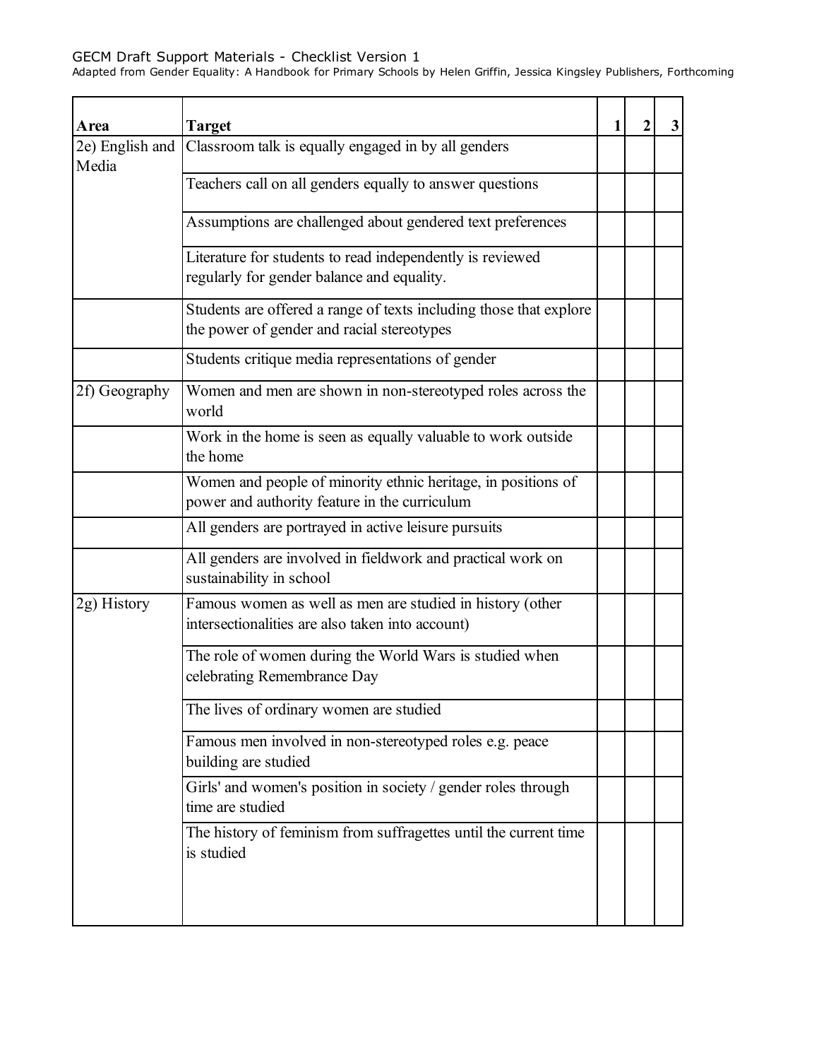GECM Draft Support Materials - Checklist Version 1

Adapted from Gender Equality: A Handbook for Primary Schools by Helen Griffin, Jessica Kingsley Publishers, Forthcoming

| Area | Target | 1 | 2 | 3 |
|---|---|---|---|---|
| 2e) English and Media | Classroom talk is equally engaged in by all genders | | | |
| | Teachers call on all genders equally to answer questions | | | |
| | Assumptions are challenged about gendered text preferences | | | |
| | Literature for students to read independently is reviewed regularly for gender balance and equality. | | | |
| | Students are offered a range of texts including those that explore the power of gender and racial stereotypes | | | |
| | Students critique media representations of gender | | | |
| 2f) Geography | Women and men are shown in non-stereotyped roles across the world | | | |
| | Work in the home is seen as equally valuable to work outside the home | | | |
| | Women and people of minority ethnic heritage, in positions of power and authority feature in the curriculum | | | |
| | All genders are portrayed in active leisure pursuits | | | |
| | All genders are involved in fieldwork and practical work on sustainability in school | | | |
| 2g) History | Famous women as well as men are studied in history (other intersectionalities are also taken into account) | | | |
| | The role of women during the World Wars is studied when celebrating Remembrance Day | | | |
| | The lives of ordinary women are studied | | | |
| | Famous men involved in non-stereotyped roles e.g. peace building are studied | | | |
| | Girls' and women's position in society / gender roles through time are studied | | | |
| | The history of feminism from suffragettes until the current time is studied | | | |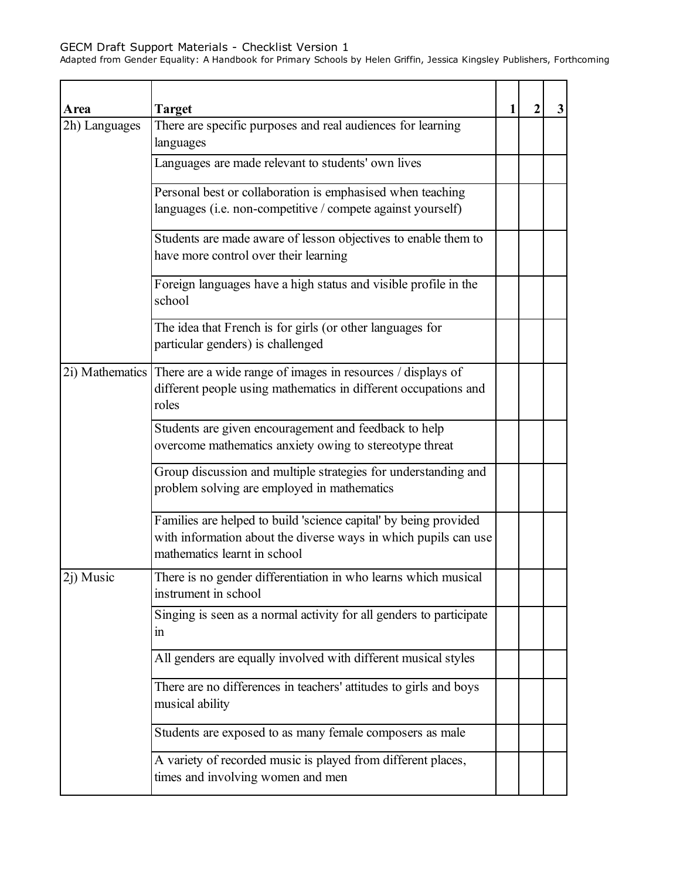GECM Draft Support Materials - Checklist Version 1

Adapted from Gender Equality: A Handbook for Primary Schools by Helen Griffin, Jessica Kingsley Publishers, Forthcoming

| Area | Target | 1 | 2 | 3 |
|---|---|---|---|---|
| 2h) Languages | There are specific purposes and real audiences for learning languages | | | |
| | Languages are made relevant to students' own lives | | | |
| | Personal best or collaboration is emphasised when teaching languages (i.e. non-competitive / compete against yourself) | | | |
| | Students are made aware of lesson objectives to enable them to have more control over their learning | | | |
| | Foreign languages have a high status and visible profile in the school | | | |
| | The idea that French is for girls (or other languages for particular genders) is challenged | | | |
| 2i) Mathematics | There are a wide range of images in resources / displays of different people using mathematics in different occupations and roles | | | |
| | Students are given encouragement and feedback to help overcome mathematics anxiety owing to stereotype threat | | | |
| | Group discussion and multiple strategies for understanding and problem solving are employed in mathematics | | | |
| | Families are helped to build 'science capital' by being provided with information about the diverse ways in which pupils can use mathematics learnt in school | | | |
| 2j) Music | There is no gender differentiation in who learns which musical instrument in school | | | |
| | Singing is seen as a normal activity for all genders to participate in | | | |
| | All genders are equally involved with different musical styles | | | |
| | There are no differences in teachers' attitudes to girls and boys musical ability | | | |
| | Students are exposed to as many female composers as male | | | |
| | A variety of recorded music is played from different places, times and involving women and men | | | |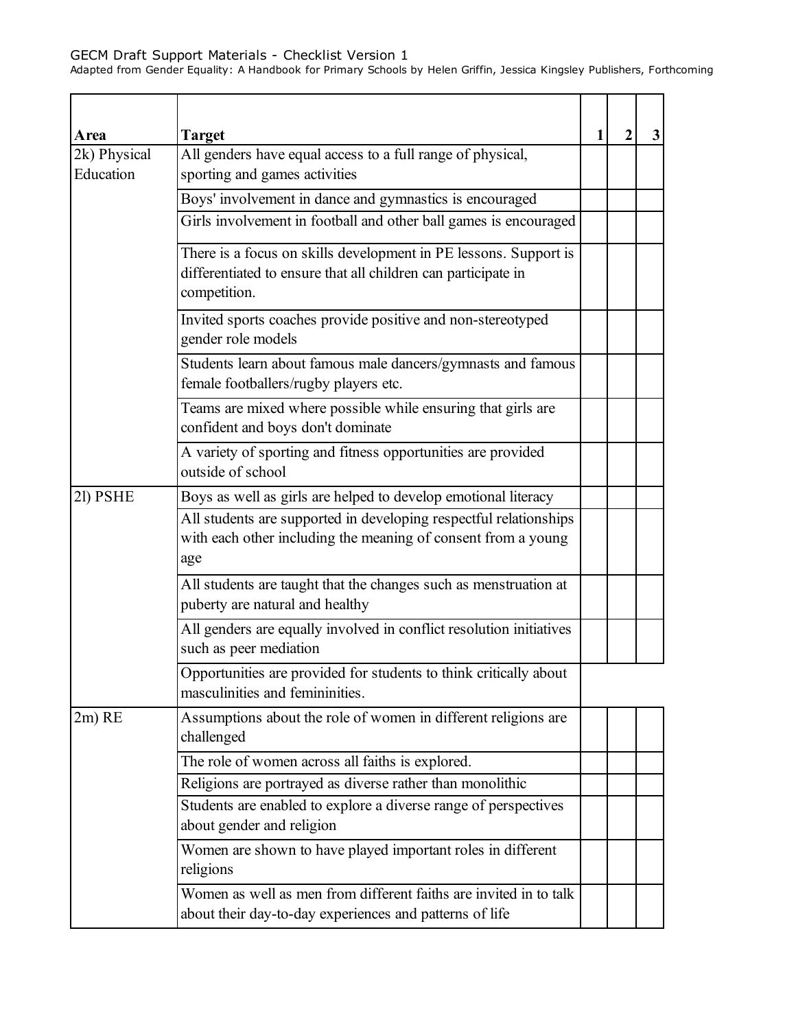GECM Draft Support Materials - Checklist Version 1
Adapted from Gender Equality: A Handbook for Primary Schools by Helen Griffin, Jessica Kingsley Publishers, Forthcoming

| Area | Target | 1 | 2 | 3 |
|---|---|---|---|---|
| 2k) Physical Education | All genders have equal access to a full range of physical, sporting and games activities | | | |
| | Boys' involvement in dance and gymnastics is encouraged | | | |
| | Girls involvement in football and other ball games is encouraged | | | |
| | There is a focus on skills development in PE lessons. Support is differentiated to ensure that all children can participate in competition. | | | |
| | Invited sports coaches provide positive and non-stereotyped gender role models | | | |
| | Students learn about famous male dancers/gymnasts and famous female footballers/rugby players etc. | | | |
| | Teams are mixed where possible while ensuring that girls are confident and boys don't dominate | | | |
| | A variety of sporting and fitness opportunities are provided outside of school | | | |
| 2l) PSHE | Boys as well as girls are helped to develop emotional literacy | | | |
| | All students are supported in developing respectful relationships with each other including the meaning of consent from a young age | | | |
| | All students are taught that the changes such as menstruation at puberty are natural and healthy | | | |
| | All genders are equally involved in conflict resolution initiatives such as peer mediation | | | |
| | Opportunities are provided for students to think critically about masculinities and femininities. | | | |
| 2m) RE | Assumptions about the role of women in different religions are challenged | | | |
| | The role of women across all faiths is explored. | | | |
| | Religions are portrayed as diverse rather than monolithic | | | |
| | Students are enabled to explore a diverse range of perspectives about gender and religion | | | |
| | Women are shown to have played important roles in different religions | | | |
| | Women as well as men from different faiths are invited in to talk about their day-to-day experiences and patterns of life | | | |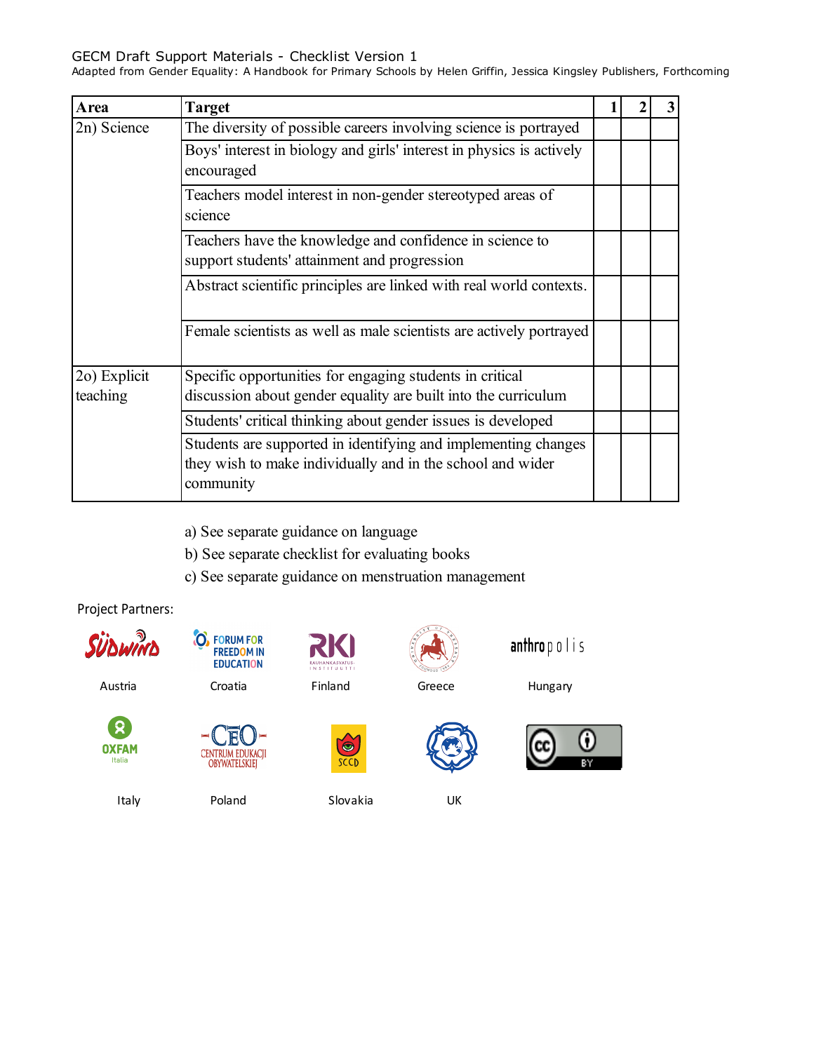GECM Draft Support Materials - Checklist Version 1
Adapted from Gender Equality: A Handbook for Primary Schools by Helen Griffin, Jessica Kingsley Publishers, Forthcoming

| Area | Target | 1 | 2 | 3 |
|---|---|---|---|---|
| 2n) Science | The diversity of possible careers involving science is portrayed | | | |
| | Boys' interest in biology and girls' interest in physics is actively encouraged | | | |
| | Teachers model interest in non-gender stereotyped areas of science | | | |
| | Teachers have the knowledge and confidence in science to support students' attainment and progression | | | |
| | Abstract scientific principles are linked with real world contexts. | | | |
| | Female scientists as well as male scientists are actively portrayed | | | |
| 2o) Explicit teaching | Specific opportunities for engaging students in critical discussion about gender equality are built into the curriculum | | | |
| | Students' critical thinking about gender issues is developed | | | |
| | Students are supported in identifying and implementing changes they wish to make individually and in the school and wider community | | | |

a) See separate guidance on language
b) See separate checklist for evaluating books
c) See separate guidance on menstruation management

Project Partners:

Austria

Croatia

Finland

Greece

Hungary

Italy

Poland

Slovakia

UK